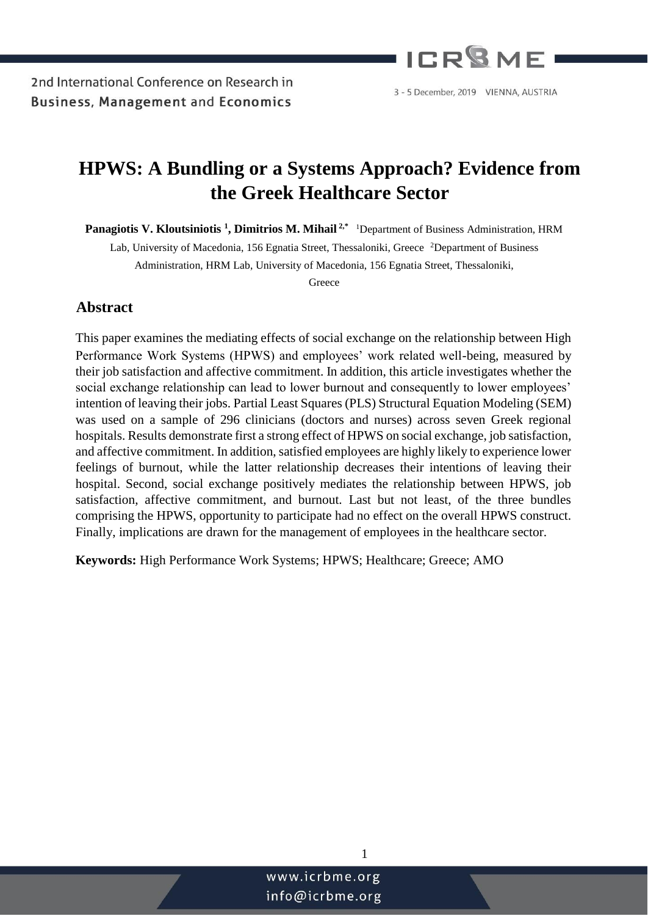# HPWS: A Bundling or a Systems Approach? Evidence from the Greek Healthcare Sector

**Panagiotis V. Kloutsiniotis [1], Dimitrios M. Mihail [2,*]** [1]Department of Business Administration, HRM Lab, University of Macedonia, 156 Egnatia Street, Thessaloniki, Greece [2]Department of Business Administration, HRM Lab, University of Macedonia, 156 Egnatia Street, Thessaloniki, Greece

## Abstract

This paper examines the mediating effects of social exchange on the relationship between High Performance Work Systems (HPWS) and employees' work related well-being, measured by their job satisfaction and affective commitment. In addition, this article investigates whether the social exchange relationship can lead to lower burnout and consequently to lower employees' intention of leaving their jobs. Partial Least Squares (PLS) Structural Equation Modeling (SEM) was used on a sample of 296 clinicians (doctors and nurses) across seven Greek regional hospitals. Results demonstrate first a strong effect of HPWS on social exchange, job satisfaction, and affective commitment. In addition, satisfied employees are highly likely to experience lower feelings of burnout, while the latter relationship decreases their intentions of leaving their hospital. Second, social exchange positively mediates the relationship between HPWS, job satisfaction, affective commitment, and burnout. Last but not least, of the three bundles comprising the HPWS, opportunity to participate had no effect on the overall HPWS construct. Finally, implications are drawn for the management of employees in the healthcare sector.

**Keywords:** High Performance Work Systems; HPWS; Healthcare; Greece; AMO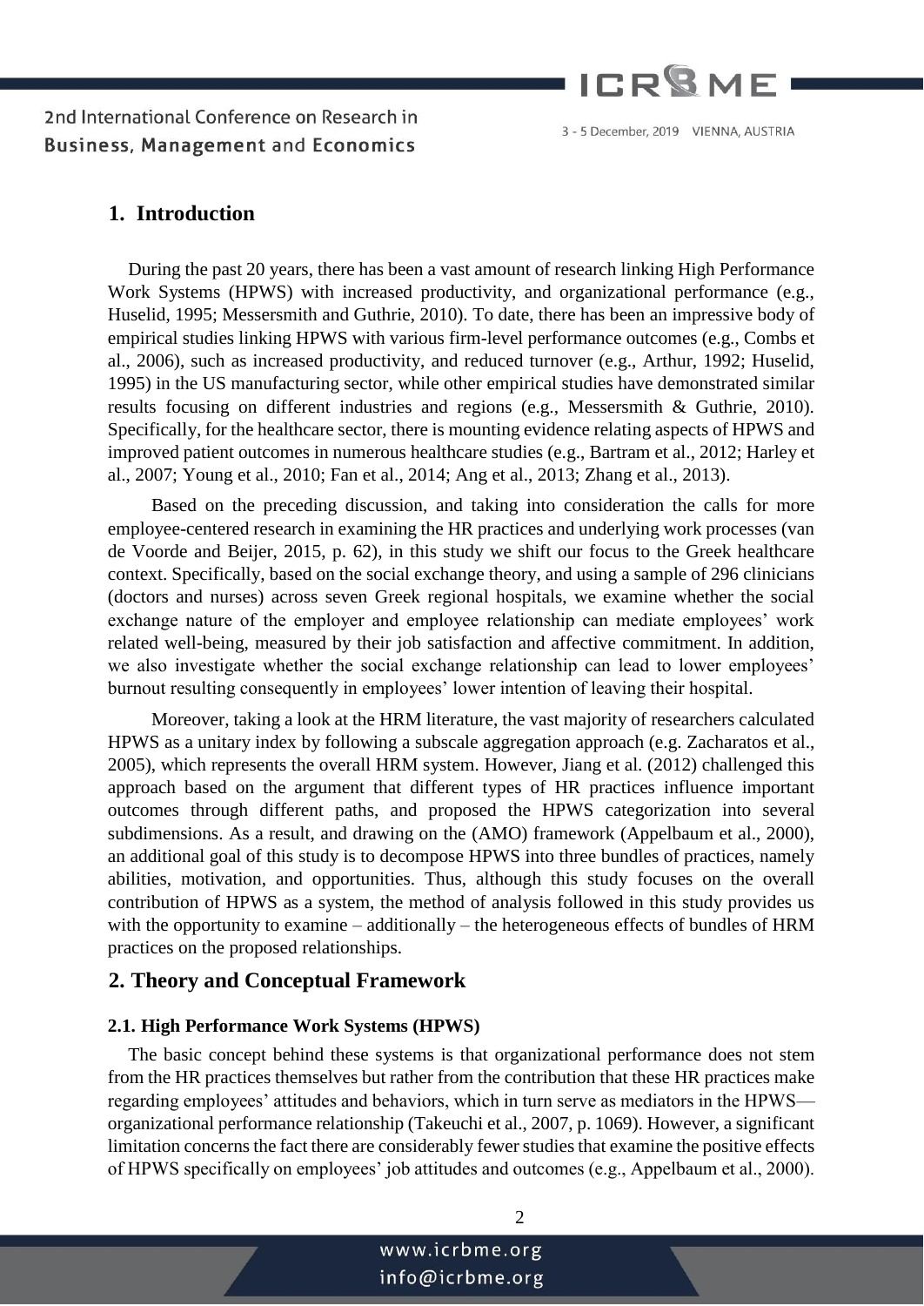## 1. Introduction

During the past 20 years, there has been a vast amount of research linking High Performance Work Systems (HPWS) with increased productivity, and organizational performance (e.g., Huselid, 1995; Messersmith and Guthrie, 2010). To date, there has been an impressive body of empirical studies linking HPWS with various firm-level performance outcomes (e.g., Combs et al., 2006), such as increased productivity, and reduced turnover (e.g., Arthur, 1992; Huselid, 1995) in the US manufacturing sector, while other empirical studies have demonstrated similar results focusing on different industries and regions (e.g., Messersmith & Guthrie, 2010). Specifically, for the healthcare sector, there is mounting evidence relating aspects of HPWS and improved patient outcomes in numerous healthcare studies (e.g., Bartram et al., 2012; Harley et al., 2007; Young et al., 2010; Fan et al., 2014; Ang et al., 2013; Zhang et al., 2013).

Based on the preceding discussion, and taking into consideration the calls for more employee-centered research in examining the HR practices and underlying work processes (van de Voorde and Beijer, 2015, p. 62), in this study we shift our focus to the Greek healthcare context. Specifically, based on the social exchange theory, and using a sample of 296 clinicians (doctors and nurses) across seven Greek regional hospitals, we examine whether the social exchange nature of the employer and employee relationship can mediate employees' work related well-being, measured by their job satisfaction and affective commitment. In addition, we also investigate whether the social exchange relationship can lead to lower employees' burnout resulting consequently in employees' lower intention of leaving their hospital.

Moreover, taking a look at the HRM literature, the vast majority of researchers calculated HPWS as a unitary index by following a subscale aggregation approach (e.g. Zacharatos et al., 2005), which represents the overall HRM system. However, Jiang et al. (2012) challenged this approach based on the argument that different types of HR practices influence important outcomes through different paths, and proposed the HPWS categorization into several subdimensions. As a result, and drawing on the (AMO) framework (Appelbaum et al., 2000), an additional goal of this study is to decompose HPWS into three bundles of practices, namely abilities, motivation, and opportunities. Thus, although this study focuses on the overall contribution of HPWS as a system, the method of analysis followed in this study provides us with the opportunity to examine – additionally – the heterogeneous effects of bundles of HRM practices on the proposed relationships.

## 2. Theory and Conceptual Framework

### 2.1. High Performance Work Systems (HPWS)

The basic concept behind these systems is that organizational performance does not stem from the HR practices themselves but rather from the contribution that these HR practices make regarding employees' attitudes and behaviors, which in turn serve as mediators in the HPWS—organizational performance relationship (Takeuchi et al., 2007, p. 1069). However, a significant limitation concerns the fact there are considerably fewer studies that examine the positive effects of HPWS specifically on employees' job attitudes and outcomes (e.g., Appelbaum et al., 2000).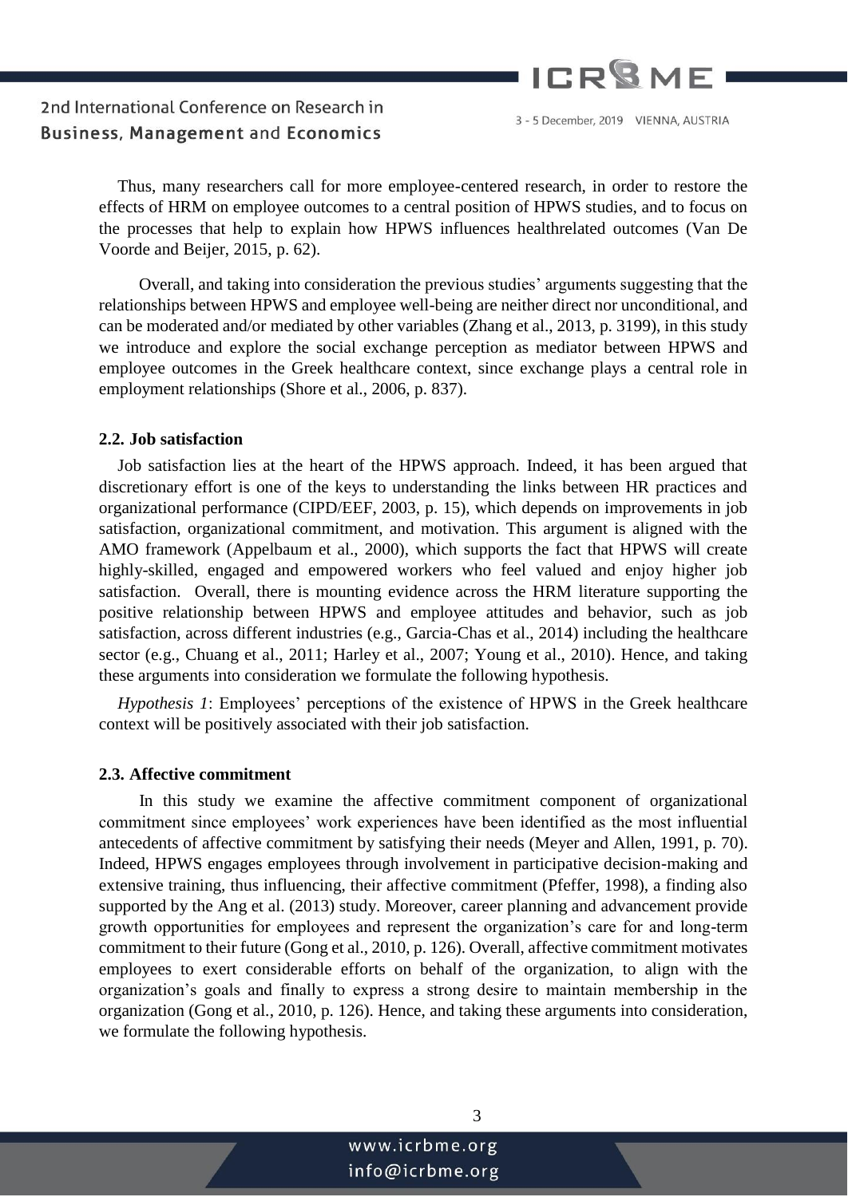Thus, many researchers call for more employee-centered research, in order to restore the effects of HRM on employee outcomes to a central position of HPWS studies, and to focus on the processes that help to explain how HPWS influences healthrelated outcomes (Van De Voorde and Beijer, 2015, p. 62).

Overall, and taking into consideration the previous studies' arguments suggesting that the relationships between HPWS and employee well-being are neither direct nor unconditional, and can be moderated and/or mediated by other variables (Zhang et al., 2013, p. 3199), in this study we introduce and explore the social exchange perception as mediator between HPWS and employee outcomes in the Greek healthcare context, since exchange plays a central role in employment relationships (Shore et al., 2006, p. 837).

### 2.2. Job satisfaction

Job satisfaction lies at the heart of the HPWS approach. Indeed, it has been argued that discretionary effort is one of the keys to understanding the links between HR practices and organizational performance (CIPD/EEF, 2003, p. 15), which depends on improvements in job satisfaction, organizational commitment, and motivation. This argument is aligned with the AMO framework (Appelbaum et al., 2000), which supports the fact that HPWS will create highly-skilled, engaged and empowered workers who feel valued and enjoy higher job satisfaction. Overall, there is mounting evidence across the HRM literature supporting the positive relationship between HPWS and employee attitudes and behavior, such as job satisfaction, across different industries (e.g., Garcia-Chas et al., 2014) including the healthcare sector (e.g., Chuang et al., 2011; Harley et al., 2007; Young et al., 2010). Hence, and taking these arguments into consideration we formulate the following hypothesis.

*Hypothesis 1*: Employees' perceptions of the existence of HPWS in the Greek healthcare context will be positively associated with their job satisfaction.

### 2.3. Affective commitment

In this study we examine the affective commitment component of organizational commitment since employees' work experiences have been identified as the most influential antecedents of affective commitment by satisfying their needs (Meyer and Allen, 1991, p. 70). Indeed, HPWS engages employees through involvement in participative decision-making and extensive training, thus influencing, their affective commitment (Pfeffer, 1998), a finding also supported by the Ang et al. (2013) study. Moreover, career planning and advancement provide growth opportunities for employees and represent the organization's care for and long-term commitment to their future (Gong et al., 2010, p. 126). Overall, affective commitment motivates employees to exert considerable efforts on behalf of the organization, to align with the organization's goals and finally to express a strong desire to maintain membership in the organization (Gong et al., 2010, p. 126). Hence, and taking these arguments into consideration, we formulate the following hypothesis.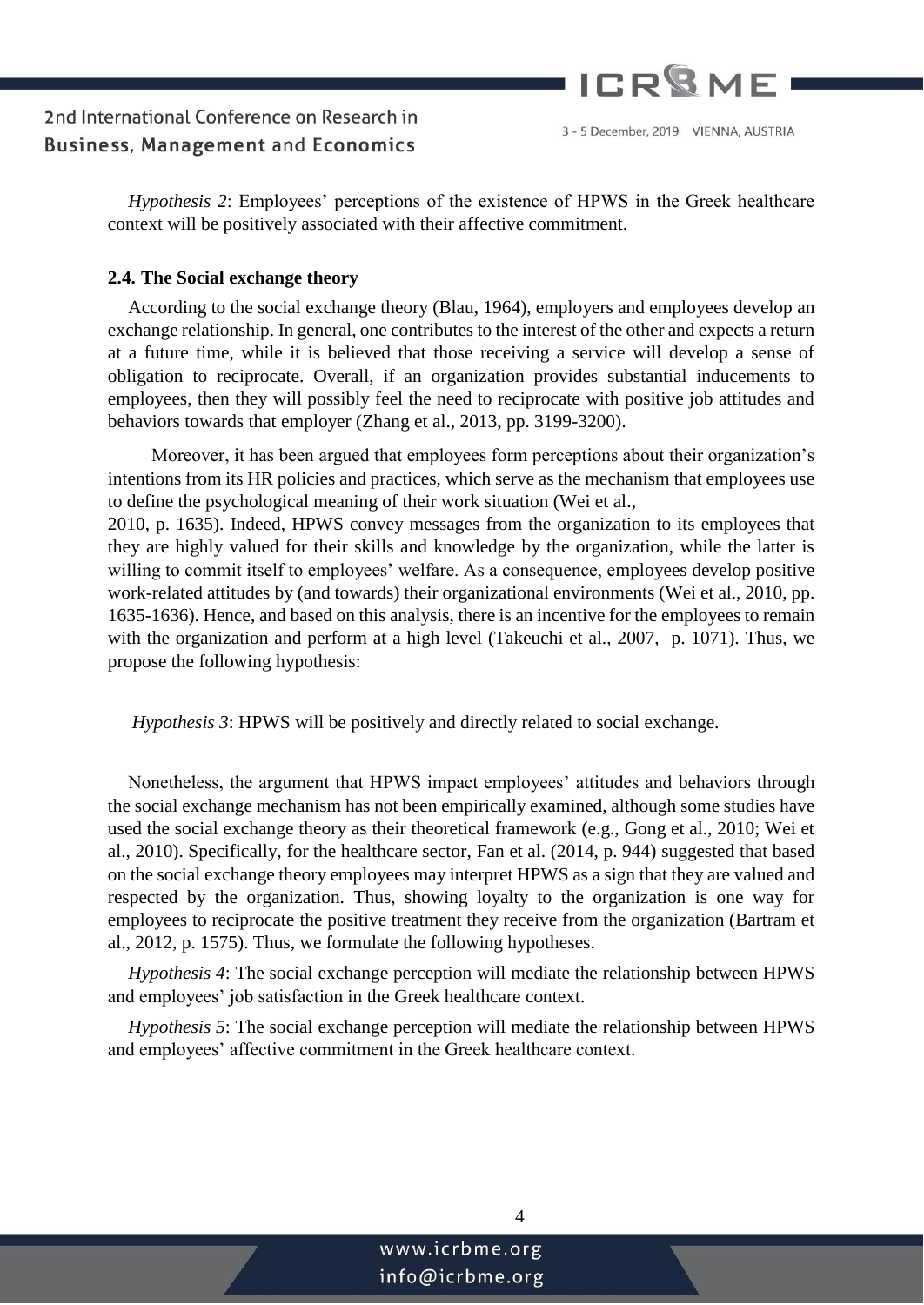*Hypothesis 2*: Employees' perceptions of the existence of HPWS in the Greek healthcare context will be positively associated with their affective commitment.

### 2.4. The Social exchange theory

According to the social exchange theory (Blau, 1964), employers and employees develop an exchange relationship. In general, one contributes to the interest of the other and expects a return at a future time, while it is believed that those receiving a service will develop a sense of obligation to reciprocate. Overall, if an organization provides substantial inducements to employees, then they will possibly feel the need to reciprocate with positive job attitudes and behaviors towards that employer (Zhang et al., 2013, pp. 3199-3200).

Moreover, it has been argued that employees form perceptions about their organization's intentions from its HR policies and practices, which serve as the mechanism that employees use to define the psychological meaning of their work situation (Wei et al., 2010, p. 1635). Indeed, HPWS convey messages from the organization to its employees that they are highly valued for their skills and knowledge by the organization, while the latter is willing to commit itself to employees' welfare. As a consequence, employees develop positive work-related attitudes by (and towards) their organizational environments (Wei et al., 2010, pp. 1635-1636). Hence, and based on this analysis, there is an incentive for the employees to remain with the organization and perform at a high level (Takeuchi et al., 2007, p. 1071). Thus, we propose the following hypothesis:

*Hypothesis 3*: HPWS will be positively and directly related to social exchange.

Nonetheless, the argument that HPWS impact employees' attitudes and behaviors through the social exchange mechanism has not been empirically examined, although some studies have used the social exchange theory as their theoretical framework (e.g., Gong et al., 2010; Wei et al., 2010). Specifically, for the healthcare sector, Fan et al. (2014, p. 944) suggested that based on the social exchange theory employees may interpret HPWS as a sign that they are valued and respected by the organization. Thus, showing loyalty to the organization is one way for employees to reciprocate the positive treatment they receive from the organization (Bartram et al., 2012, p. 1575). Thus, we formulate the following hypotheses.

*Hypothesis 4*: The social exchange perception will mediate the relationship between HPWS and employees' job satisfaction in the Greek healthcare context.

*Hypothesis 5*: The social exchange perception will mediate the relationship between HPWS and employees' affective commitment in the Greek healthcare context.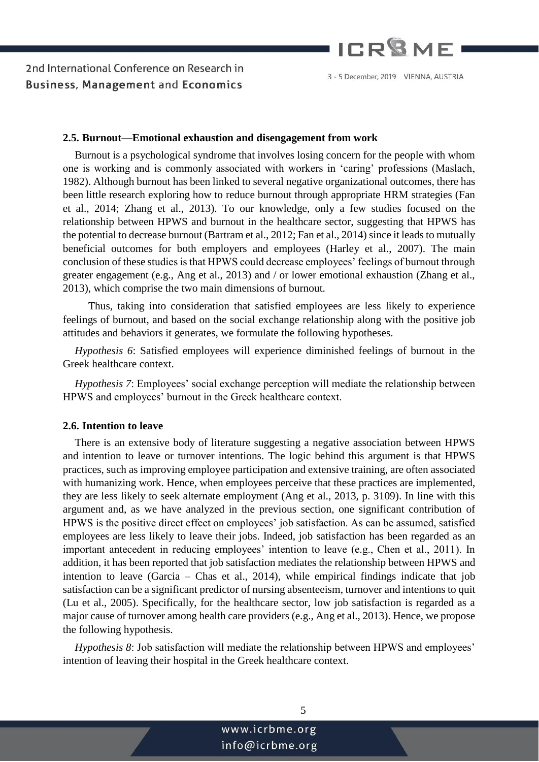### 2.5. Burnout—Emotional exhaustion and disengagement from work

Burnout is a psychological syndrome that involves losing concern for the people with whom one is working and is commonly associated with workers in 'caring' professions (Maslach, 1982). Although burnout has been linked to several negative organizational outcomes, there has been little research exploring how to reduce burnout through appropriate HRM strategies (Fan et al., 2014; Zhang et al., 2013). To our knowledge, only a few studies focused on the relationship between HPWS and burnout in the healthcare sector, suggesting that HPWS has the potential to decrease burnout (Bartram et al., 2012; Fan et al., 2014) since it leads to mutually beneficial outcomes for both employers and employees (Harley et al., 2007). The main conclusion of these studies is that HPWS could decrease employees' feelings of burnout through greater engagement (e.g., Ang et al., 2013) and / or lower emotional exhaustion (Zhang et al., 2013), which comprise the two main dimensions of burnout.

Thus, taking into consideration that satisfied employees are less likely to experience feelings of burnout, and based on the social exchange relationship along with the positive job attitudes and behaviors it generates, we formulate the following hypotheses.

*Hypothesis 6*: Satisfied employees will experience diminished feelings of burnout in the Greek healthcare context.

*Hypothesis 7*: Employees' social exchange perception will mediate the relationship between HPWS and employees' burnout in the Greek healthcare context.

### 2.6. Intention to leave

There is an extensive body of literature suggesting a negative association between HPWS and intention to leave or turnover intentions. The logic behind this argument is that HPWS practices, such as improving employee participation and extensive training, are often associated with humanizing work. Hence, when employees perceive that these practices are implemented, they are less likely to seek alternate employment (Ang et al., 2013, p. 3109). In line with this argument and, as we have analyzed in the previous section, one significant contribution of HPWS is the positive direct effect on employees' job satisfaction. As can be assumed, satisfied employees are less likely to leave their jobs. Indeed, job satisfaction has been regarded as an important antecedent in reducing employees' intention to leave (e.g., Chen et al., 2011). In addition, it has been reported that job satisfaction mediates the relationship between HPWS and intention to leave (Garcia – Chas et al., 2014), while empirical findings indicate that job satisfaction can be a significant predictor of nursing absenteeism, turnover and intentions to quit (Lu et al., 2005). Specifically, for the healthcare sector, low job satisfaction is regarded as a major cause of turnover among health care providers (e.g., Ang et al., 2013). Hence, we propose the following hypothesis.

*Hypothesis 8*: Job satisfaction will mediate the relationship between HPWS and employees' intention of leaving their hospital in the Greek healthcare context.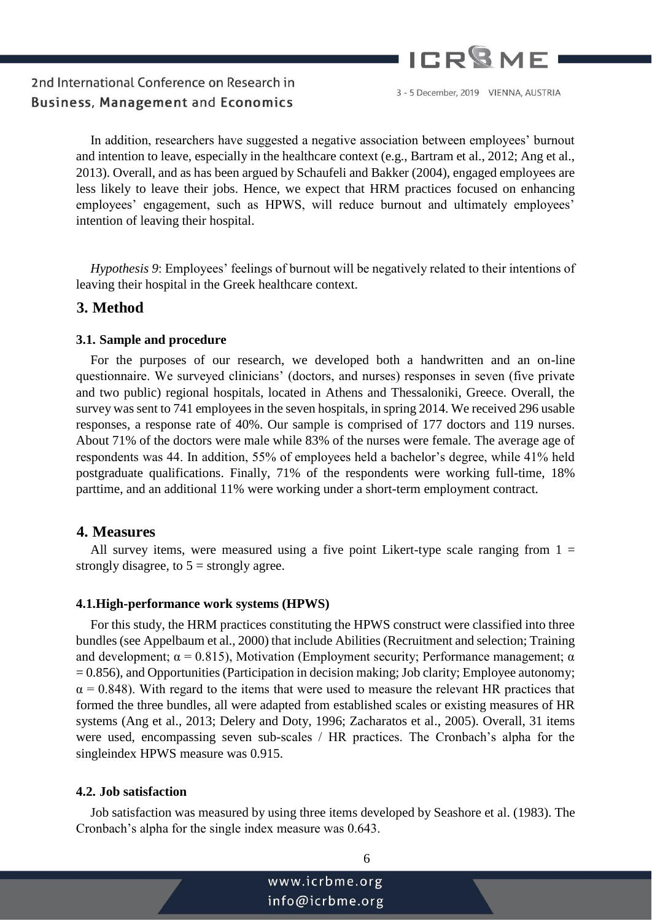In addition, researchers have suggested a negative association between employees' burnout and intention to leave, especially in the healthcare context (e.g., Bartram et al., 2012; Ang et al., 2013). Overall, and as has been argued by Schaufeli and Bakker (2004), engaged employees are less likely to leave their jobs. Hence, we expect that HRM practices focused on enhancing employees' engagement, such as HPWS, will reduce burnout and ultimately employees' intention of leaving their hospital.

*Hypothesis 9*: Employees' feelings of burnout will be negatively related to their intentions of leaving their hospital in the Greek healthcare context.

## 3. Method

### 3.1. Sample and procedure

For the purposes of our research, we developed both a handwritten and an on-line questionnaire. We surveyed clinicians' (doctors, and nurses) responses in seven (five private and two public) regional hospitals, located in Athens and Thessaloniki, Greece. Overall, the survey was sent to 741 employees in the seven hospitals, in spring 2014. We received 296 usable responses, a response rate of 40%. Our sample is comprised of 177 doctors and 119 nurses. About 71% of the doctors were male while 83% of the nurses were female. The average age of respondents was 44. In addition, 55% of employees held a bachelor's degree, while 41% held postgraduate qualifications. Finally, 71% of the respondents were working full-time, 18% parttime, and an additional 11% were working under a short-term employment contract.

## 4. Measures

All survey items, were measured using a five point Likert-type scale ranging from 1 = strongly disagree, to 5 = strongly agree.

### 4.1.High-performance work systems (HPWS)

For this study, the HRM practices constituting the HPWS construct were classified into three bundles (see Appelbaum et al., 2000) that include Abilities (Recruitment and selection; Training and development; $\alpha = 0.815$), Motivation (Employment security; Performance management; $\alpha = 0.856$), and Opportunities (Participation in decision making; Job clarity; Employee autonomy; $\alpha = 0.848$). With regard to the items that were used to measure the relevant HR practices that formed the three bundles, all were adapted from established scales or existing measures of HR systems (Ang et al., 2013; Delery and Doty, 1996; Zacharatos et al., 2005). Overall, 31 items were used, encompassing seven sub-scales / HR practices. The Cronbach's alpha for the singleindex HPWS measure was 0.915.

### 4.2. Job satisfaction

Job satisfaction was measured by using three items developed by Seashore et al. (1983). The Cronbach's alpha for the single index measure was 0.643.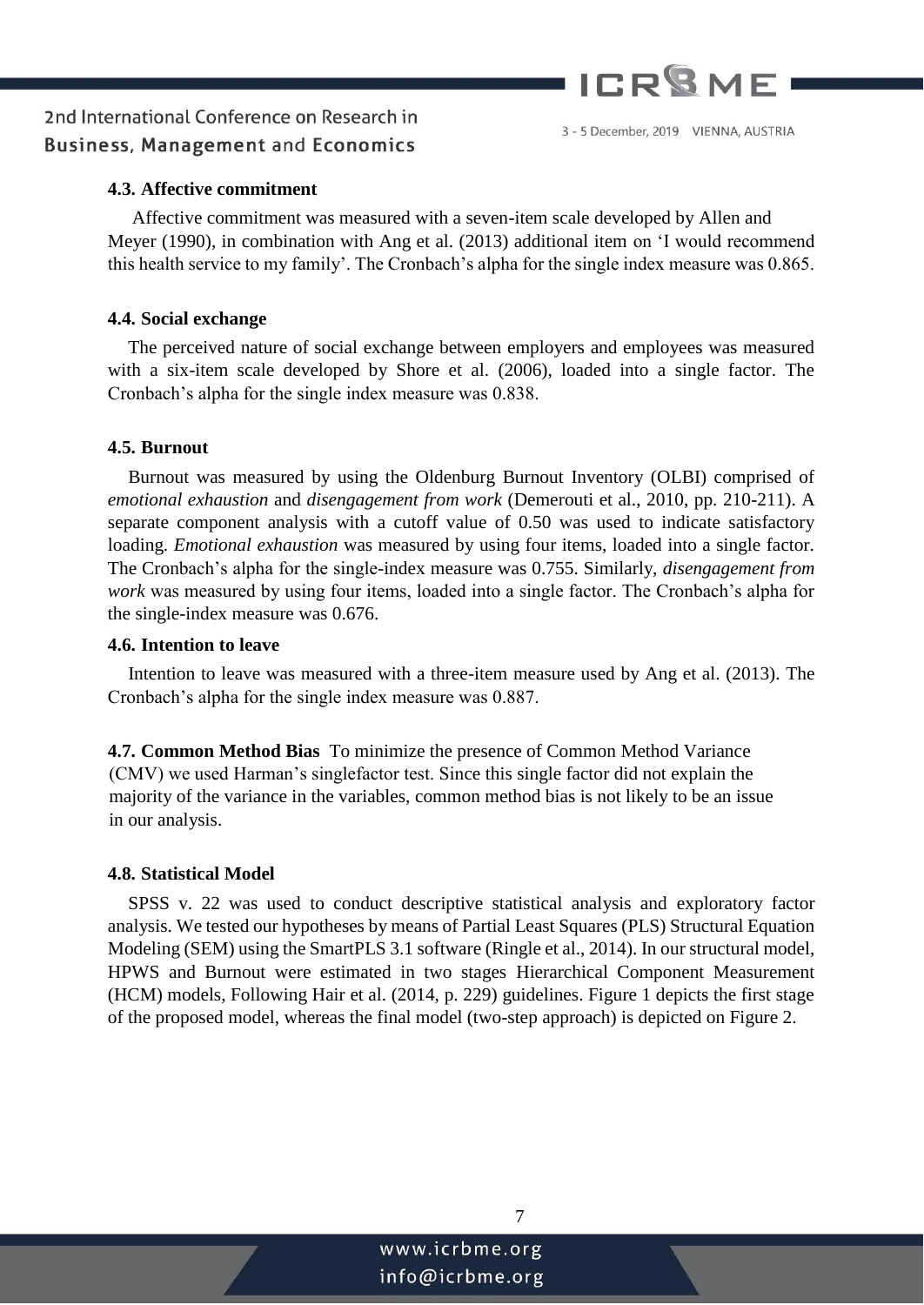### 4.3. Affective commitment

Affective commitment was measured with a seven-item scale developed by Allen and Meyer (1990), in combination with Ang et al. (2013) additional item on 'I would recommend this health service to my family'. The Cronbach's alpha for the single index measure was 0.865.

### 4.4. Social exchange

The perceived nature of social exchange between employers and employees was measured with a six-item scale developed by Shore et al. (2006), loaded into a single factor. The Cronbach's alpha for the single index measure was 0.838.

### 4.5. Burnout

Burnout was measured by using the Oldenburg Burnout Inventory (OLBI) comprised of *emotional exhaustion* and *disengagement from work* (Demerouti et al., 2010, pp. 210-211). A separate component analysis with a cutoff value of 0.50 was used to indicate satisfactory loading. *Emotional exhaustion* was measured by using four items, loaded into a single factor. The Cronbach's alpha for the single-index measure was 0.755. Similarly, *disengagement from work* was measured by using four items, loaded into a single factor. The Cronbach's alpha for the single-index measure was 0.676.

### 4.6. Intention to leave

Intention to leave was measured with a three-item measure used by Ang et al. (2013). The Cronbach's alpha for the single index measure was 0.887.

**4.7. Common Method Bias** To minimize the presence of Common Method Variance (CMV) we used Harman's singlefactor test. Since this single factor did not explain the majority of the variance in the variables, common method bias is not likely to be an issue in our analysis.

### 4.8. Statistical Model

SPSS v. 22 was used to conduct descriptive statistical analysis and exploratory factor analysis. We tested our hypotheses by means of Partial Least Squares (PLS) Structural Equation Modeling (SEM) using the SmartPLS 3.1 software (Ringle et al., 2014). In our structural model, HPWS and Burnout were estimated in two stages Hierarchical Component Measurement (HCM) models, Following Hair et al. (2014, p. 229) guidelines. Figure 1 depicts the first stage of the proposed model, whereas the final model (two-step approach) is depicted on Figure 2.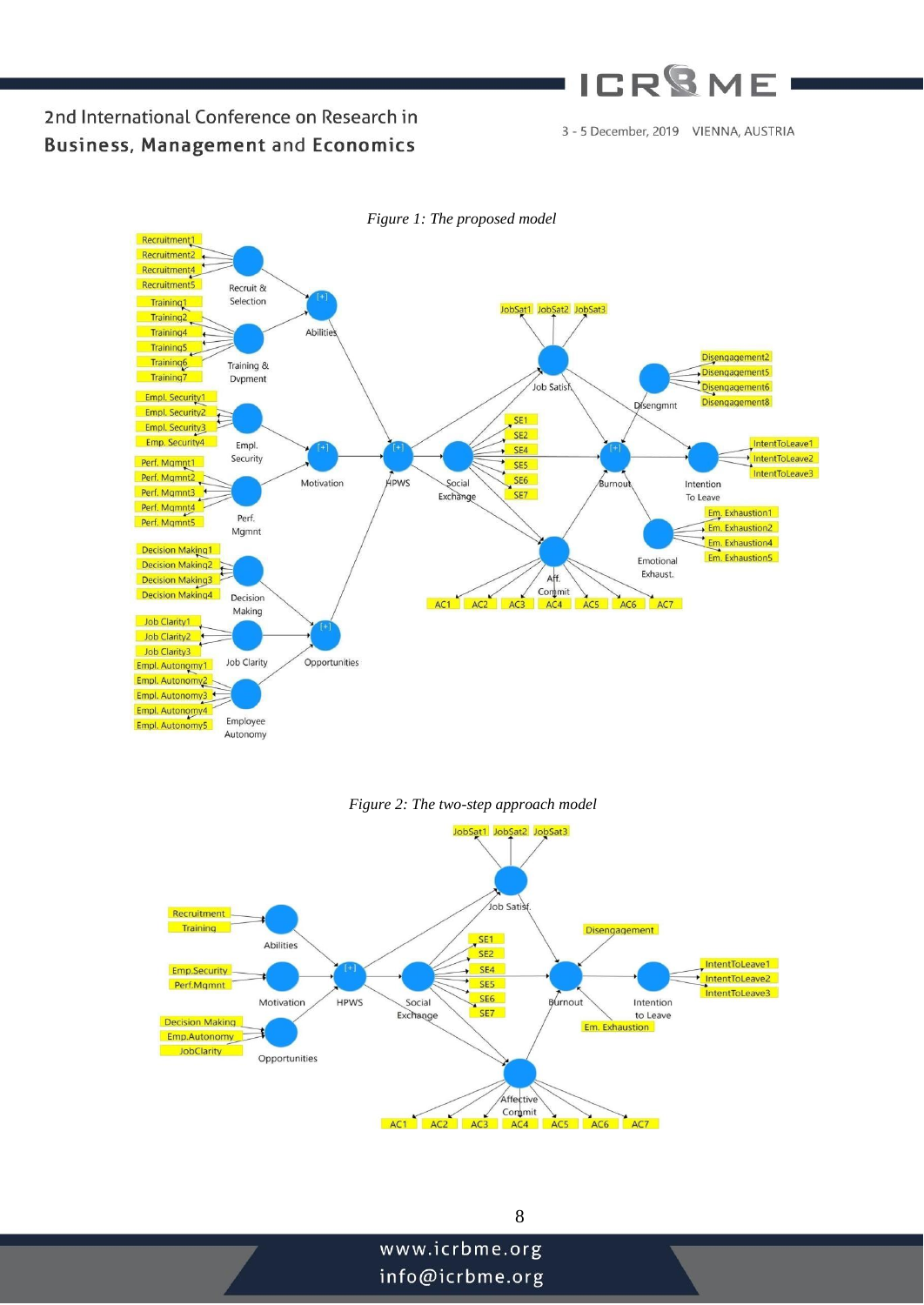*Figure 1: The proposed model*

*Figure 2: The two-step approach model*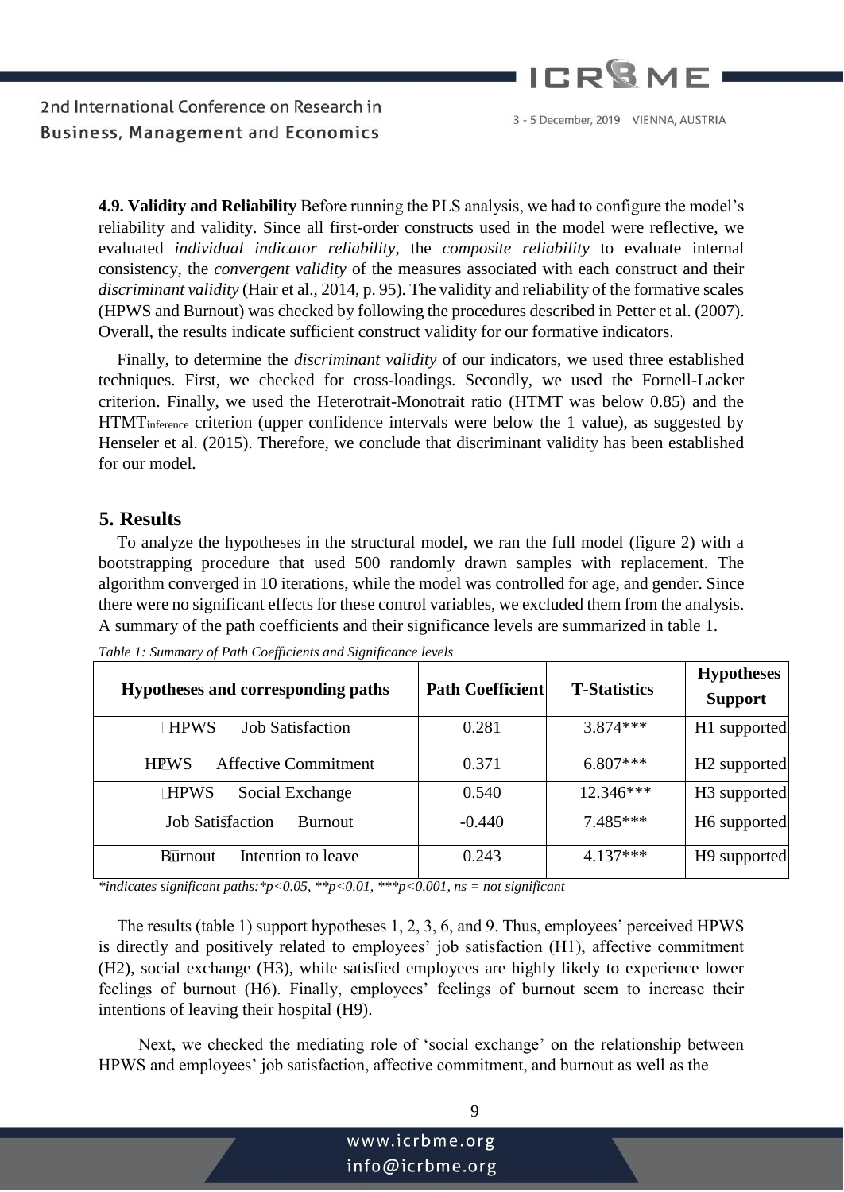**4.9. Validity and Reliability** Before running the PLS analysis, we had to configure the model's reliability and validity. Since all first-order constructs used in the model were reflective, we evaluated *individual indicator reliability*, the *composite reliability* to evaluate internal consistency, the *convergent validity* of the measures associated with each construct and their *discriminant validity* (Hair et al., 2014, p. 95). The validity and reliability of the formative scales (HPWS and Burnout) was checked by following the procedures described in Petter et al. (2007). Overall, the results indicate sufficient construct validity for our formative indicators.

Finally, to determine the *discriminant validity* of our indicators, we used three established techniques. First, we checked for cross-loadings. Secondly, we used the Fornell-Lacker criterion. Finally, we used the Heterotrait-Monotrait ratio (HTMT was below 0.85) and the $HTMT_{inference}$ criterion (upper confidence intervals were below the 1 value), as suggested by Henseler et al. (2015). Therefore, we conclude that discriminant validity has been established for our model.

## 5. Results

To analyze the hypotheses in the structural model, we ran the full model (figure 2) with a bootstrapping procedure that used 500 randomly drawn samples with replacement. The algorithm converged in 10 iterations, while the model was controlled for age, and gender. Since there were no significant effects for these control variables, we excluded them from the analysis. A summary of the path coefficients and their significance levels are summarized in table 1.

*Table 1: Summary of Path Coefficients and Significance levels*

| Hypotheses and corresponding paths | Path Coefficient | T-Statistics | Hypotheses Support |
|---|---|---|---|
| HPWS → Job Satisfaction | 0.281 | 3.874*** | H1 supported |
| HPWS → Affective Commitment | 0.371 | 6.807*** | H2 supported |
| HPWS → Social Exchange | 0.540 | 12.346*** | H3 supported |
| Job Satisfaction → Burnout | -0.440 | 7.485*** | H6 supported |
| Burnout → Intention to leave | 0.243 | 4.137*** | H9 supported |

*\*indicates significant paths:\*p<0.05, \*\*p<0.01, \*\*\*p<0.001, ns = not significant*

The results (table 1) support hypotheses 1, 2, 3, 6, and 9. Thus, employees' perceived HPWS is directly and positively related to employees' job satisfaction (H1), affective commitment (H2), social exchange (H3), while satisfied employees are highly likely to experience lower feelings of burnout (H6). Finally, employees' feelings of burnout seem to increase their intentions of leaving their hospital (H9).

Next, we checked the mediating role of 'social exchange' on the relationship between HPWS and employees' job satisfaction, affective commitment, and burnout as well as the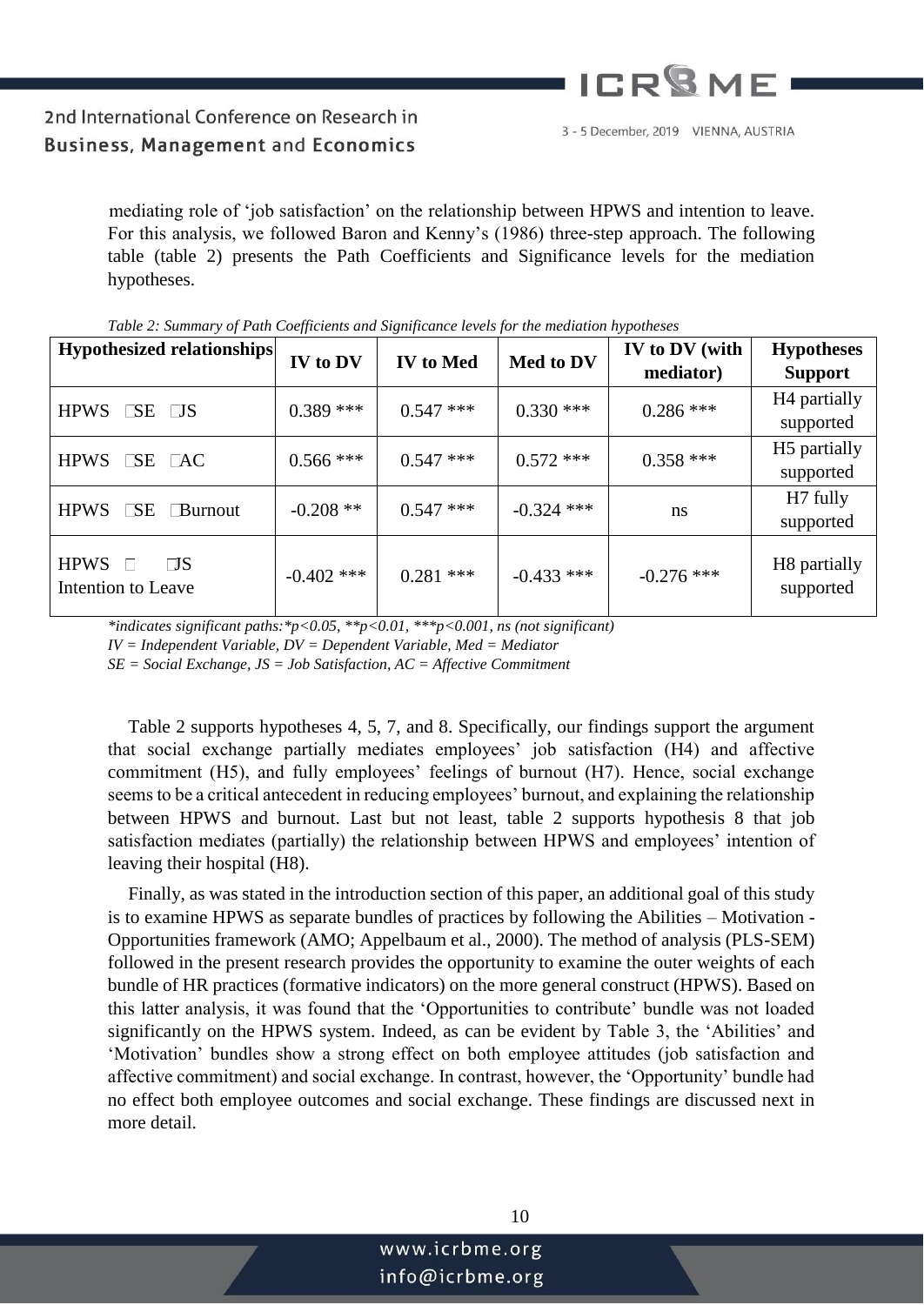mediating role of 'job satisfaction' on the relationship between HPWS and intention to leave. For this analysis, we followed Baron and Kenny's (1986) three-step approach. The following table (table 2) presents the Path Coefficients and Significance levels for the mediation hypotheses.

*Table 2: Summary of Path Coefficients and Significance levels for the mediation hypotheses*

| Hypothesized relationships | IV to DV | IV to Med | Med to DV | IV to DV (with mediator) | Hypotheses Support |
|---|---|---|---|---|---|
| HPWS  SE  JS | 0.389 *** | 0.547 *** | 0.330 *** | 0.286 *** | H4 partially supported |
| HPWS  SE  AC | 0.566 *** | 0.547 *** | 0.572 *** | 0.358 *** | H5 partially supported |
| HPWS  SE  Burnout | -0.208 ** | 0.547 *** | -0.324 *** | ns | H7 fully supported |
| HPWS  JS  Intention to Leave | -0.402 *** | 0.281 *** | -0.433 *** | -0.276 *** | H8 partially supported |

*\*indicates significant paths:\*p<0.05, \*\*p<0.01, \*\*\*p<0.001, ns (not significant)*

*IV = Independent Variable, DV = Dependent Variable, Med = Mediator*

*SE = Social Exchange, JS = Job Satisfaction, AC = Affective Commitment*

Table 2 supports hypotheses 4, 5, 7, and 8. Specifically, our findings support the argument that social exchange partially mediates employees' job satisfaction (H4) and affective commitment (H5), and fully employees' feelings of burnout (H7). Hence, social exchange seems to be a critical antecedent in reducing employees' burnout, and explaining the relationship between HPWS and burnout. Last but not least, table 2 supports hypothesis 8 that job satisfaction mediates (partially) the relationship between HPWS and employees' intention of leaving their hospital (H8).

Finally, as was stated in the introduction section of this paper, an additional goal of this study is to examine HPWS as separate bundles of practices by following the Abilities – Motivation - Opportunities framework (AMO; Appelbaum et al., 2000). The method of analysis (PLS-SEM) followed in the present research provides the opportunity to examine the outer weights of each bundle of HR practices (formative indicators) on the more general construct (HPWS). Based on this latter analysis, it was found that the 'Opportunities to contribute' bundle was not loaded significantly on the HPWS system. Indeed, as can be evident by Table 3, the 'Abilities' and 'Motivation' bundles show a strong effect on both employee attitudes (job satisfaction and affective commitment) and social exchange. In contrast, however, the 'Opportunity' bundle had no effect both employee outcomes and social exchange. These findings are discussed next in more detail.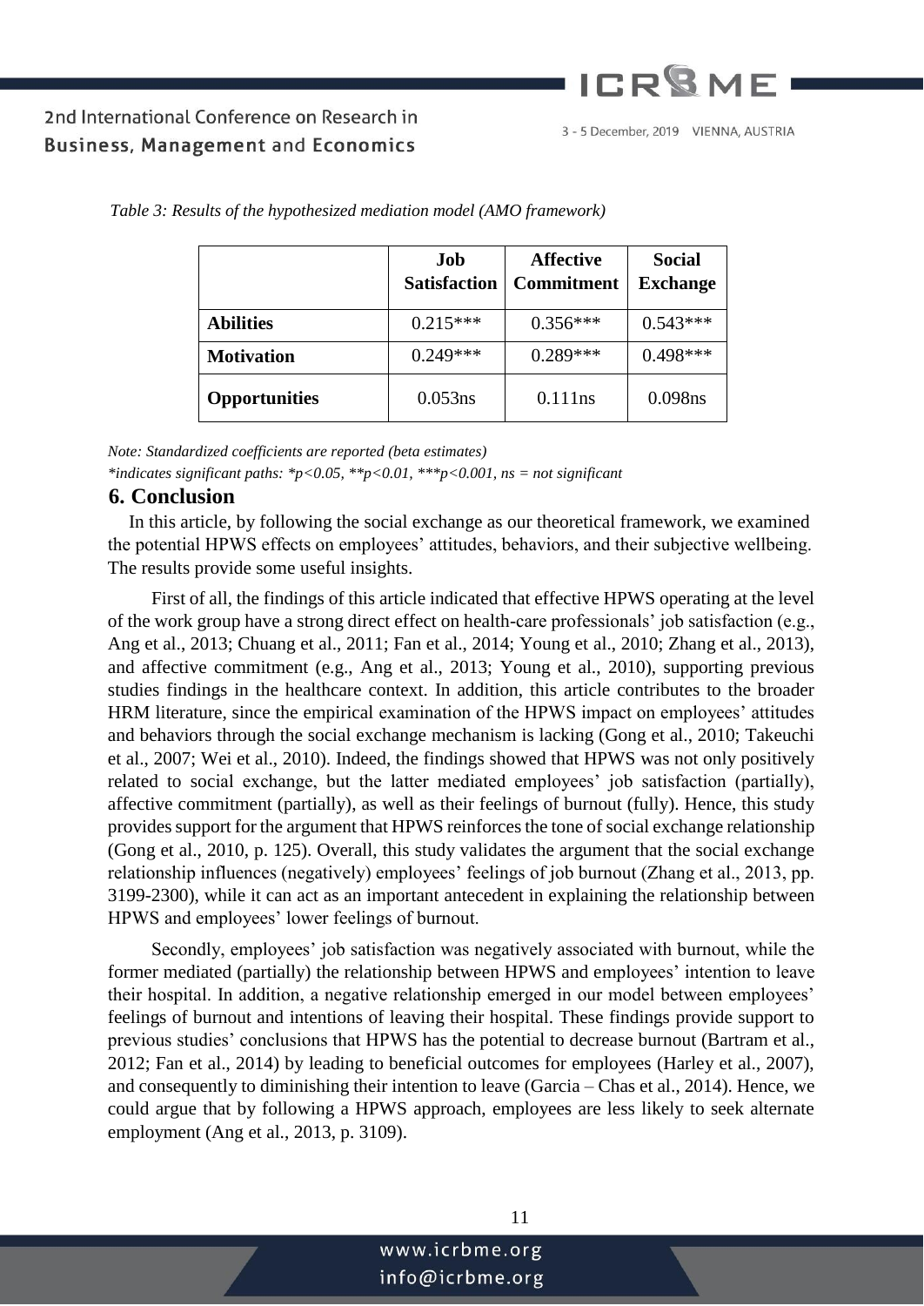*Table 3: Results of the hypothesized mediation model (AMO framework)*

| | Job Satisfaction | Affective Commitment | Social Exchange |
|---|---|---|---|
| **Abilities** | 0.215*** | 0.356*** | 0.543*** |
| **Motivation** | 0.249*** | 0.289*** | 0.498*** |
| **Opportunities** | 0.053ns | 0.111ns | 0.098ns |

*Note: Standardized coefficients are reported (beta estimates)*
*\*indicates significant paths: \*p<0.05, \*\*p<0.01, \*\*\*p<0.001, ns = not significant*

## 6. Conclusion

In this article, by following the social exchange as our theoretical framework, we examined the potential HPWS effects on employees' attitudes, behaviors, and their subjective wellbeing. The results provide some useful insights.

First of all, the findings of this article indicated that effective HPWS operating at the level of the work group have a strong direct effect on health-care professionals' job satisfaction (e.g., Ang et al., 2013; Chuang et al., 2011; Fan et al., 2014; Young et al., 2010; Zhang et al., 2013), and affective commitment (e.g., Ang et al., 2013; Young et al., 2010), supporting previous studies findings in the healthcare context. In addition, this article contributes to the broader HRM literature, since the empirical examination of the HPWS impact on employees' attitudes and behaviors through the social exchange mechanism is lacking (Gong et al., 2010; Takeuchi et al., 2007; Wei et al., 2010). Indeed, the findings showed that HPWS was not only positively related to social exchange, but the latter mediated employees' job satisfaction (partially), affective commitment (partially), as well as their feelings of burnout (fully). Hence, this study provides support for the argument that HPWS reinforces the tone of social exchange relationship (Gong et al., 2010, p. 125). Overall, this study validates the argument that the social exchange relationship influences (negatively) employees' feelings of job burnout (Zhang et al., 2013, pp. 3199-2300), while it can act as an important antecedent in explaining the relationship between HPWS and employees' lower feelings of burnout.

Secondly, employees' job satisfaction was negatively associated with burnout, while the former mediated (partially) the relationship between HPWS and employees' intention to leave their hospital. In addition, a negative relationship emerged in our model between employees' feelings of burnout and intentions of leaving their hospital. These findings provide support to previous studies' conclusions that HPWS has the potential to decrease burnout (Bartram et al., 2012; Fan et al., 2014) by leading to beneficial outcomes for employees (Harley et al., 2007), and consequently to diminishing their intention to leave (Garcia – Chas et al., 2014). Hence, we could argue that by following a HPWS approach, employees are less likely to seek alternate employment (Ang et al., 2013, p. 3109).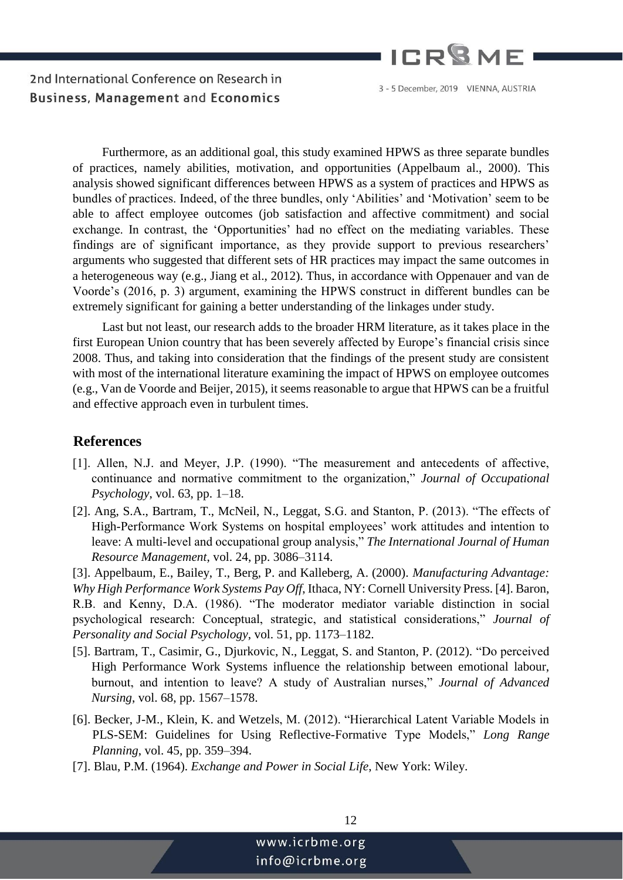Furthermore, as an additional goal, this study examined HPWS as three separate bundles of practices, namely abilities, motivation, and opportunities (Appelbaum al., 2000). This analysis showed significant differences between HPWS as a system of practices and HPWS as bundles of practices. Indeed, of the three bundles, only 'Abilities' and 'Motivation' seem to be able to affect employee outcomes (job satisfaction and affective commitment) and social exchange. In contrast, the 'Opportunities' had no effect on the mediating variables. These findings are of significant importance, as they provide support to previous researchers' arguments who suggested that different sets of HR practices may impact the same outcomes in a heterogeneous way (e.g., Jiang et al., 2012). Thus, in accordance with Oppenauer and van de Voorde's (2016, p. 3) argument, examining the HPWS construct in different bundles can be extremely significant for gaining a better understanding of the linkages under study.

Last but not least, our research adds to the broader HRM literature, as it takes place in the first European Union country that has been severely affected by Europe's financial crisis since 2008. Thus, and taking into consideration that the findings of the present study are consistent with most of the international literature examining the impact of HPWS on employee outcomes (e.g., Van de Voorde and Beijer, 2015), it seems reasonable to argue that HPWS can be a fruitful and effective approach even in turbulent times.

## References

[1]. Allen, N.J. and Meyer, J.P. (1990). "The measurement and antecedents of affective, continuance and normative commitment to the organization," *Journal of Occupational Psychology*, vol. 63, pp. 1–18.

[2]. Ang, S.A., Bartram, T., McNeil, N., Leggat, S.G. and Stanton, P. (2013). "The effects of High-Performance Work Systems on hospital employees' work attitudes and intention to leave: A multi-level and occupational group analysis," *The International Journal of Human Resource Management*, vol. 24, pp. 3086–3114.

[3]. Appelbaum, E., Bailey, T., Berg, P. and Kalleberg, A. (2000). *Manufacturing Advantage: Why High Performance Work Systems Pay Off*, Ithaca, NY: Cornell University Press.

[4]. Baron, R.B. and Kenny, D.A. (1986). "The moderator mediator variable distinction in social psychological research: Conceptual, strategic, and statistical considerations," *Journal of Personality and Social Psychology*, vol. 51, pp. 1173–1182.

[5]. Bartram, T., Casimir, G., Djurkovic, N., Leggat, S. and Stanton, P. (2012). "Do perceived High Performance Work Systems influence the relationship between emotional labour, burnout, and intention to leave? A study of Australian nurses," *Journal of Advanced Nursing*, vol. 68, pp. 1567–1578.

[6]. Becker, J-M., Klein, K. and Wetzels, M. (2012). "Hierarchical Latent Variable Models in PLS-SEM: Guidelines for Using Reflective-Formative Type Models," *Long Range Planning*, vol. 45, pp. 359–394.

[7]. Blau, P.M. (1964). *Exchange and Power in Social Life*, New York: Wiley.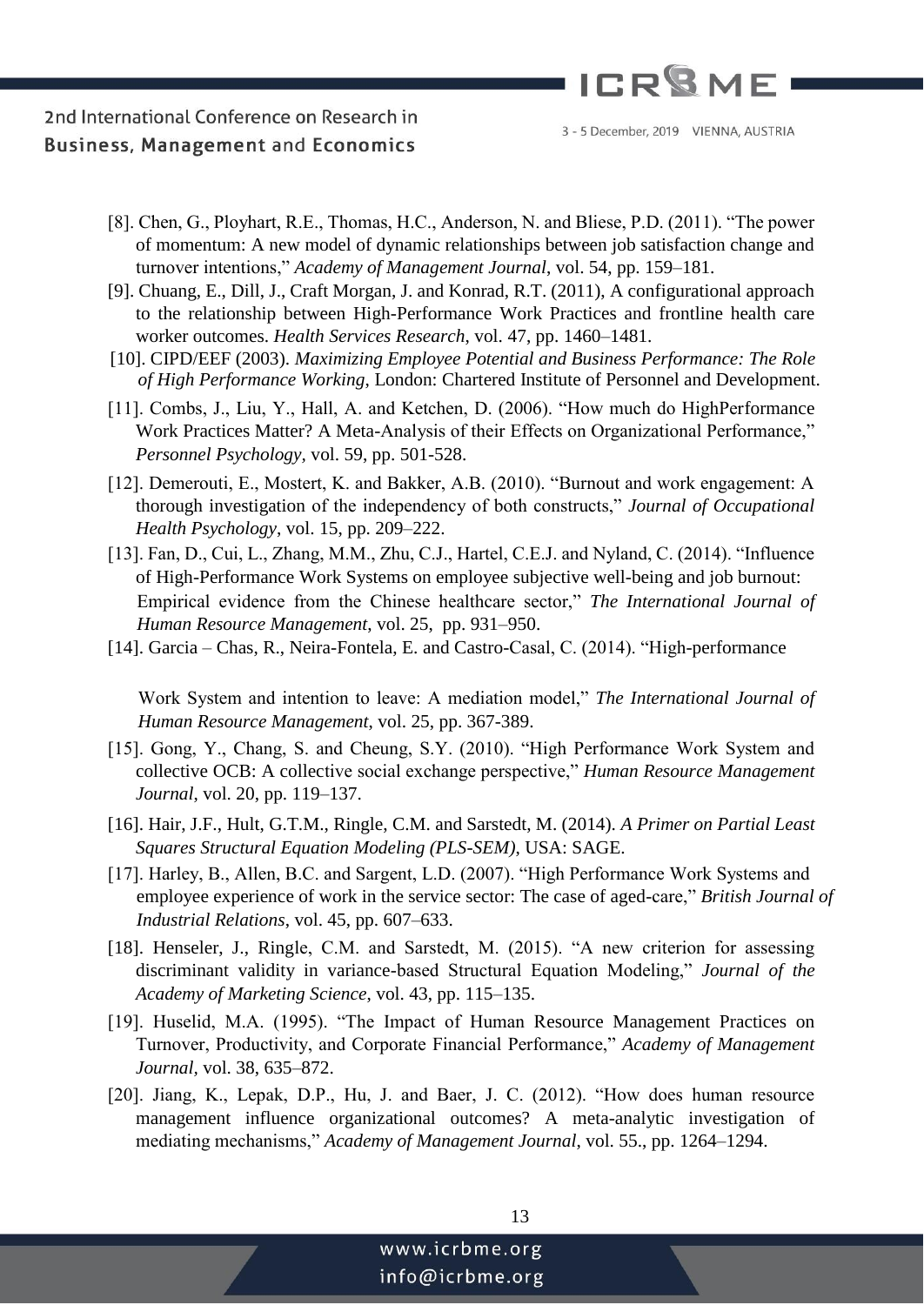[8]. Chen, G., Ployhart, R.E., Thomas, H.C., Anderson, N. and Bliese, P.D. (2011). "The power of momentum: A new model of dynamic relationships between job satisfaction change and turnover intentions," *Academy of Management Journal*, vol. 54, pp. 159–181.

[9]. Chuang, E., Dill, J., Craft Morgan, J. and Konrad, R.T. (2011), A configurational approach to the relationship between High-Performance Work Practices and frontline health care worker outcomes. *Health Services Research*, vol. 47, pp. 1460–1481.

[10]. CIPD/EEF (2003). *Maximizing Employee Potential and Business Performance: The Role of High Performance Working*, London: Chartered Institute of Personnel and Development.

[11]. Combs, J., Liu, Y., Hall, A. and Ketchen, D. (2006). "How much do HighPerformance Work Practices Matter? A Meta-Analysis of their Effects on Organizational Performance," *Personnel Psychology*, vol. 59, pp. 501-528.

[12]. Demerouti, E., Mostert, K. and Bakker, A.B. (2010). "Burnout and work engagement: A thorough investigation of the independency of both constructs," *Journal of Occupational Health Psychology*, vol. 15, pp. 209–222.

[13]. Fan, D., Cui, L., Zhang, M.M., Zhu, C.J., Hartel, C.E.J. and Nyland, C. (2014). "Influence of High-Performance Work Systems on employee subjective well-being and job burnout: Empirical evidence from the Chinese healthcare sector," *The International Journal of Human Resource Management*, vol. 25, pp. 931–950.

[14]. Garcia – Chas, R., Neira-Fontela, E. and Castro-Casal, C. (2014). "High-performance Work System and intention to leave: A mediation model," *The International Journal of Human Resource Management*, vol. 25, pp. 367-389.

[15]. Gong, Y., Chang, S. and Cheung, S.Y. (2010). "High Performance Work System and collective OCB: A collective social exchange perspective," *Human Resource Management Journal*, vol. 20, pp. 119–137.

[16]. Hair, J.F., Hult, G.T.M., Ringle, C.M. and Sarstedt, M. (2014). *A Primer on Partial Least Squares Structural Equation Modeling (PLS-SEM)*, USA: SAGE.

[17]. Harley, B., Allen, B.C. and Sargent, L.D. (2007). "High Performance Work Systems and employee experience of work in the service sector: The case of aged-care," *British Journal of Industrial Relations*, vol. 45, pp. 607–633.

[18]. Henseler, J., Ringle, C.M. and Sarstedt, M. (2015). "A new criterion for assessing discriminant validity in variance-based Structural Equation Modeling," *Journal of the Academy of Marketing Science*, vol. 43, pp. 115–135.

[19]. Huselid, M.A. (1995). "The Impact of Human Resource Management Practices on Turnover, Productivity, and Corporate Financial Performance," *Academy of Management Journal*, vol. 38, 635–872.

[20]. Jiang, K., Lepak, D.P., Hu, J. and Baer, J. C. (2012). "How does human resource management influence organizational outcomes? A meta-analytic investigation of mediating mechanisms," *Academy of Management Journal*, vol. 55., pp. 1264–1294.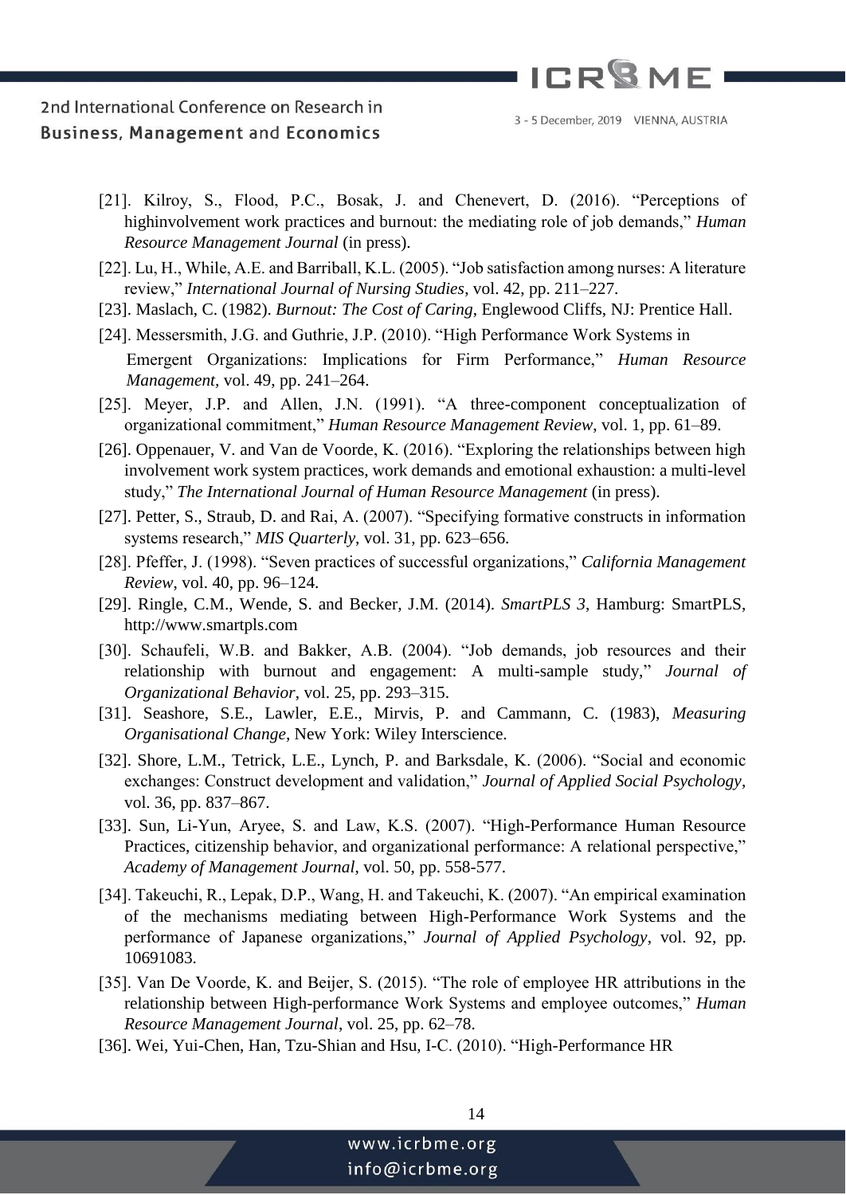[21]. Kilroy, S., Flood, P.C., Bosak, J. and Chenevert, D. (2016). "Perceptions of highinvolvement work practices and burnout: the mediating role of job demands," *Human Resource Management Journal* (in press).

[22]. Lu, H., While, A.E. and Barriball, K.L. (2005). "Job satisfaction among nurses: A literature review," *International Journal of Nursing Studies*, vol. 42, pp. 211–227.

[23]. Maslach, C. (1982). *Burnout: The Cost of Caring*, Englewood Cliffs, NJ: Prentice Hall.

[24]. Messersmith, J.G. and Guthrie, J.P. (2010). "High Performance Work Systems in Emergent Organizations: Implications for Firm Performance," *Human Resource Management*, vol. 49, pp. 241–264.

[25]. Meyer, J.P. and Allen, J.N. (1991). "A three-component conceptualization of organizational commitment," *Human Resource Management Review*, vol. 1, pp. 61–89.

[26]. Oppenauer, V. and Van de Voorde, K. (2016). "Exploring the relationships between high involvement work system practices, work demands and emotional exhaustion: a multi-level study," *The International Journal of Human Resource Management* (in press).

[27]. Petter, S., Straub, D. and Rai, A. (2007). "Specifying formative constructs in information systems research," *MIS Quarterly*, vol. 31, pp. 623–656.

[28]. Pfeffer, J. (1998). "Seven practices of successful organizations," *California Management Review*, vol. 40, pp. 96–124.

[29]. Ringle, C.M., Wende, S. and Becker, J.M. (2014). *SmartPLS 3*, Hamburg: SmartPLS, http://www.smartpls.com

[30]. Schaufeli, W.B. and Bakker, A.B. (2004). "Job demands, job resources and their relationship with burnout and engagement: A multi-sample study," *Journal of Organizational Behavior*, vol. 25, pp. 293–315.

[31]. Seashore, S.E., Lawler, E.E., Mirvis, P. and Cammann, C. (1983), *Measuring Organisational Change*, New York: Wiley Interscience.

[32]. Shore, L.M., Tetrick, L.E., Lynch, P. and Barksdale, K. (2006). "Social and economic exchanges: Construct development and validation," *Journal of Applied Social Psychology*, vol. 36, pp. 837–867.

[33]. Sun, Li-Yun, Aryee, S. and Law, K.S. (2007). "High-Performance Human Resource Practices, citizenship behavior, and organizational performance: A relational perspective," *Academy of Management Journal*, vol. 50, pp. 558-577.

[34]. Takeuchi, R., Lepak, D.P., Wang, H. and Takeuchi, K. (2007). "An empirical examination of the mechanisms mediating between High-Performance Work Systems and the performance of Japanese organizations," *Journal of Applied Psychology*, vol. 92, pp. 10691083.

[35]. Van De Voorde, K. and Beijer, S. (2015). "The role of employee HR attributions in the relationship between High-performance Work Systems and employee outcomes," *Human Resource Management Journal*, vol. 25, pp. 62–78.

[36]. Wei, Yui-Chen, Han, Tzu-Shian and Hsu, I-C. (2010). "High-Performance HR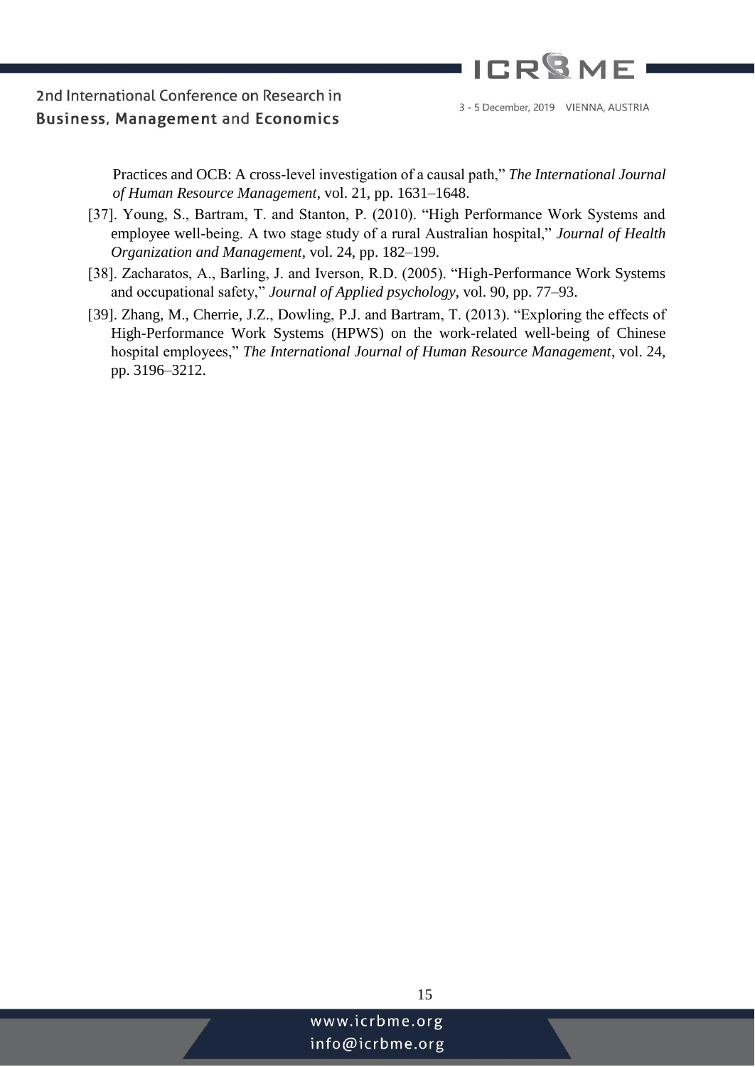Practices and OCB: A cross-level investigation of a causal path," *The International Journal of Human Resource Management*, vol. 21, pp. 1631–1648.

[37]. Young, S., Bartram, T. and Stanton, P. (2010). "High Performance Work Systems and employee well-being. A two stage study of a rural Australian hospital," *Journal of Health Organization and Management*, vol. 24, pp. 182–199.

[38]. Zacharatos, A., Barling, J. and Iverson, R.D. (2005). "High-Performance Work Systems and occupational safety," *Journal of Applied psychology*, vol. 90, pp. 77–93.

[39]. Zhang, M., Cherrie, J.Z., Dowling, P.J. and Bartram, T. (2013). "Exploring the effects of High-Performance Work Systems (HPWS) on the work-related well-being of Chinese hospital employees," *The International Journal of Human Resource Management*, vol. 24, pp. 3196–3212.